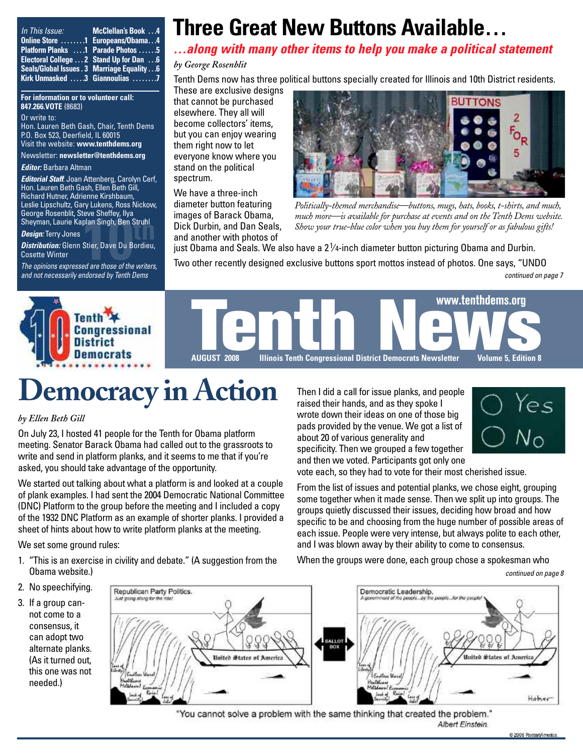**In This Issue:**

- Online Store ........1
- Platform Planks ....1
- Electoral College ...2
- Seals/Global Issues . 3
- Kirk Unmasked .....3
- McClellan's Book ...4
- Europeans/Obama...4
- Parade Photos ......5
- Stand Up for Dan ...6
- Marriage Equality ...6
- Giannoulias ........7

**For information or to volunteer call:**
**847.266.VOTE** (8683)

Or write to:
Hon. Lauren Beth Gash, Chair, Tenth Dems
P.O. Box 523, Deerfield, IL 60015
Visit the website: **www.tenthdems.org**

Newsletter: **newsletter@tenthdems.org**

***Editor:*** Barbara Altman

***Editorial Staff:*** Joan Attenberg, Carolyn Cerf, Hon. Lauren Beth Gash, Ellen Beth Gill, Richard Hutner, Adrienne Kirshbaum, Leslie Lipschultz, Gary Lukens, Ross Nickow, George Rosenblit, Steve Sheffey, Ilya Sheyman, Laurie Kaplan Singh, Ben Struhl

***Design:*** Terry Jones

***Distribution:*** Glenn Stier, Dave Du Bordieu, Cosette Winter

*The opinions expressed are those of the writers, and not necessarily endorsed by Tenth Dems*

# Three Great New Buttons Available…

## *…along with many other items to help you make a political statement*

*by George Rosenblit*

Tenth Dems now has three political buttons specially created for Illinois and 10th District residents. These are exclusive designs that cannot be purchased elsewhere. They all will become collectors' items, but you can enjoy wearing them right now to let everyone know where you stand on the political spectrum.

*Politically-themed merchandise—buttons, mugs, hats, books, t-shirts, and much, much more—is available for purchase at events and on the Tenth Dems website. Show your true-blue color when you buy them for yourself or as fabulous gifts!*

We have a three-inch diameter button featuring images of Barack Obama, Dick Durbin, and Dan Seals, and another with photos of just Obama and Seals. We also have a 2¼-inch diameter button picturing Obama and Durbin.

Two other recently designed exclusive buttons sport mottos instead of photos. One says, "UNDO

*continued on page 7*

**Tenth Congressional District Democrats**

# Tenth News

www.tenthdems.org

AUGUST 2008 — Illinois Tenth Congressional District Democrats Newsletter — Volume 5, Edition 8

# Democracy in Action

*by Ellen Beth Gill*

On July 23, I hosted 41 people for the Tenth for Obama platform meeting. Senator Barack Obama had called out to the grassroots to write and send in platform planks, and it seems to me that if you're asked, you should take advantage of the opportunity.

We started out talking about what a platform is and looked at a couple of plank examples. I had sent the 2004 Democratic National Committee (DNC) Platform to the group before the meeting and I included a copy of the 1932 DNC Platform as an example of shorter planks. I provided a sheet of hints about how to write platform planks at the meeting.

We set some ground rules:

1. "This is an exercise in civility and debate." (A suggestion from the Obama website.)
2. No speechifying.
3. If a group cannot come to a consensus, it can adopt two alternate planks. (As it turned out, this one was not needed.)

Then I did a call for issue planks, and people raised their hands, and as they spoke I wrote down their ideas on one of those big pads provided by the venue. We got a list of about 20 of various generality and specificity. Then we grouped a few together and then we voted. Participants got only one vote each, so they had to vote for their most cherished issue.

From the list of issues and potential planks, we chose eight, grouping some together when it made sense. Then we split up into groups. The groups quietly discussed their issues, deciding how broad and how specific to be and choosing from the huge number of possible areas of each issue. People were very intense, but always polite to each other, and I was blown away by their ability to come to consensus.

When the groups were done, each group chose a spokesman who

*continued on page 8*

"You cannot solve a problem with the same thinking that created the problem."
Albert Einstein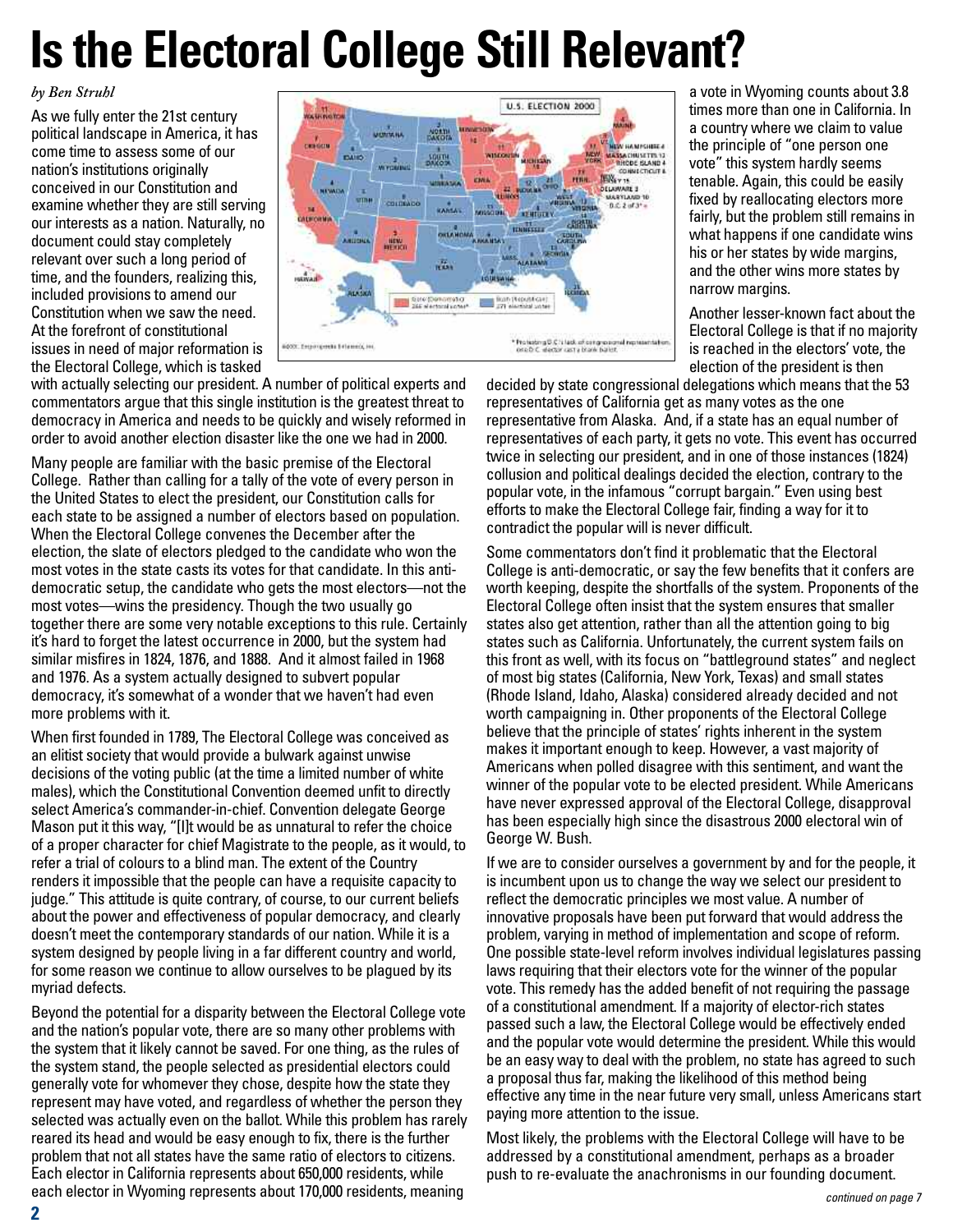# Is the Electoral College Still Relevant?

*by Ben Struhl*

As we fully enter the 21st century political landscape in America, it has come time to assess some of our nation's institutions originally conceived in our Constitution and examine whether they are still serving our interests as a nation. Naturally, no document could stay completely relevant over such a long period of time, and the founders, realizing this, included provisions to amend our Constitution when we saw the need. At the forefront of constitutional issues in need of major reformation is the Electoral College, which is tasked with actually selecting our president. A number of political experts and commentators argue that this single institution is the greatest threat to democracy in America and needs to be quickly and wisely reformed in order to avoid another election disaster like the one we had in 2000.

Many people are familiar with the basic premise of the Electoral College. Rather than calling for a tally of the vote of every person in the United States to elect the president, our Constitution calls for each state to be assigned a number of electors based on population. When the Electoral College convenes the December after the election, the slate of electors pledged to the candidate who won the most votes in the state casts its votes for that candidate. In this anti-democratic setup, the candidate who gets the most electors—not the most votes—wins the presidency. Though the two usually go together there are some very notable exceptions to this rule. Certainly it's hard to forget the latest occurrence in 2000, but the system had similar misfires in 1824, 1876, and 1888. And it almost failed in 1968 and 1976. As a system actually designed to subvert popular democracy, it's somewhat of a wonder that we haven't had even more problems with it.

When first founded in 1789, The Electoral College was conceived as an elitist society that would provide a bulwark against unwise decisions of the voting public (at the time a limited number of white males), which the Constitutional Convention deemed unfit to directly select America's commander-in-chief. Convention delegate George Mason put it this way, "[I]t would be as unnatural to refer the choice of a proper character for chief Magistrate to the people, as it would, to refer a trial of colours to a blind man. The extent of the Country renders it impossible that the people can have a requisite capacity to judge." This attitude is quite contrary, of course, to our current beliefs about the power and effectiveness of popular democracy, and clearly doesn't meet the contemporary standards of our nation. While it is a system designed by people living in a far different country and world, for some reason we continue to allow ourselves to be plagued by its myriad defects.

Beyond the potential for a disparity between the Electoral College vote and the nation's popular vote, there are so many other problems with the system that it likely cannot be saved. For one thing, as the rules of the system stand, the people selected as presidential electors could generally vote for whomever they chose, despite how the state they represent may have voted, and regardless of whether the person they selected was actually even on the ballot. While this problem has rarely reared its head and would be easy enough to fix, there is the further problem that not all states have the same ratio of electors to citizens. Each elector in California represents about 650,000 residents, while each elector in Wyoming represents about 170,000 residents, meaning a vote in Wyoming counts about 3.8 times more than one in California. In a country where we claim to value the principle of "one person one vote" this system hardly seems tenable. Again, this could be easily fixed by reallocating electors more fairly, but the problem still remains in what happens if one candidate wins his or her states by wide margins, and the other wins more states by narrow margins.

Another lesser-known fact about the Electoral College is that if no majority is reached in the electors' vote, the election of the president is then decided by state congressional delegations which means that the 53 representatives of California get as many votes as the one representative from Alaska. And, if a state has an equal number of representatives of each party, it gets no vote. This event has occurred twice in selecting our president, and in one of those instances (1824) collusion and political dealings decided the election, contrary to the popular vote, in the infamous "corrupt bargain." Even using best efforts to make the Electoral College fair, finding a way for it to contradict the popular will is never difficult.

Some commentators don't find it problematic that the Electoral College is anti-democratic, or say the few benefits that it confers are worth keeping, despite the shortfalls of the system. Proponents of the Electoral College often insist that the system ensures that smaller states also get attention, rather than all the attention going to big states such as California. Unfortunately, the current system fails on this front as well, with its focus on "battleground states" and neglect of most big states (California, New York, Texas) and small states (Rhode Island, Idaho, Alaska) considered already decided and not worth campaigning in. Other proponents of the Electoral College believe that the principle of states' rights inherent in the system makes it important enough to keep. However, a vast majority of Americans when polled disagree with this sentiment, and want the winner of the popular vote to be elected president. While Americans have never expressed approval of the Electoral College, disapproval has been especially high since the disastrous 2000 electoral win of George W. Bush.

If we are to consider ourselves a government by and for the people, it is incumbent upon us to change the way we select our president to reflect the democratic principles we most value. A number of innovative proposals have been put forward that would address the problem, varying in method of implementation and scope of reform. One possible state-level reform involves individual legislatures passing laws requiring that their electors vote for the winner of the popular vote. This remedy has the added benefit of not requiring the passage of a constitutional amendment. If a majority of elector-rich states passed such a law, the Electoral College would be effectively ended and the popular vote would determine the president. While this would be an easy way to deal with the problem, no state has agreed to such a proposal thus far, making the likelihood of this method being effective any time in the near future very small, unless Americans start paying more attention to the issue.

Most likely, the problems with the Electoral College will have to be addressed by a constitutional amendment, perhaps as a broader push to re-evaluate the anachronisms in our founding document.

*continued on page 7*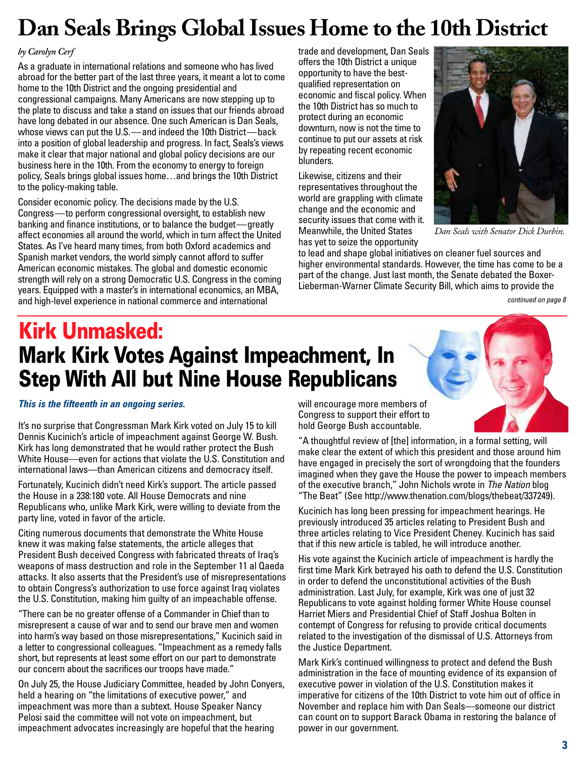# Dan Seals Brings Global Issues Home to the 10th District

*by Carolyn Cerf*

As a graduate in international relations and someone who has lived abroad for the better part of the last three years, it meant a lot to come home to the 10th District and the ongoing presidential and congressional campaigns. Many Americans are now stepping up to the plate to discuss and take a stand on issues that our friends abroad have long debated in our absence. One such American is Dan Seals, whose views can put the U.S.—and indeed the 10th District—back into a position of global leadership and progress. In fact, Seals's views make it clear that major national and global policy decisions are our business here in the 10th. From the economy to energy to foreign policy, Seals brings global issues home…and brings the 10th District to the policy-making table.

Consider economic policy. The decisions made by the U.S. Congress—to perform congressional oversight, to establish new banking and finance institutions, or to balance the budget—greatly affect economies all around the world, which in turn affect the United States. As I've heard many times, from both Oxford academics and Spanish market vendors, the world simply cannot afford to suffer American economic mistakes. The global and domestic economic strength will rely on a strong Democratic U.S. Congress in the coming years. Equipped with a master's in international economics, an MBA, and high-level experience in national commerce and international trade and development, Dan Seals offers the 10th District a unique opportunity to have the best-qualified representation on economic and fiscal policy. When the 10th District has so much to protect during an economic downturn, now is not the time to continue to put our assets at risk by repeating recent economic blunders.

*Dan Seals with Senator Dick Durbin.*

Likewise, citizens and their representatives throughout the world are grappling with climate change and the economic and security issues that come with it. Meanwhile, the United States has yet to seize the opportunity to lead and shape global initiatives on cleaner fuel sources and higher environmental standards. However, the time has come to be a part of the change. Just last month, the Senate debated the Boxer-Lieberman-Warner Climate Security Bill, which aims to provide the

*continued on page 8*

# Kirk Unmasked: Mark Kirk Votes Against Impeachment, In Step With All but Nine House Republicans

***This is the fifteenth in an ongoing series.***

It's no surprise that Congressman Mark Kirk voted on July 15 to kill Dennis Kucinich's article of impeachment against George W. Bush. Kirk has long demonstrated that he would rather protect the Bush White House—even for actions that violate the U.S. Constitution and international laws—than American citizens and democracy itself.

Fortunately, Kucinich didn't need Kirk's support. The article passed the House in a 238:180 vote. All House Democrats and nine Republicans who, unlike Mark Kirk, were willing to deviate from the party line, voted in favor of the article.

Citing numerous documents that demonstrate the White House knew it was making false statements, the article alleges that President Bush deceived Congress with fabricated threats of Iraq's weapons of mass destruction and role in the September 11 al Qaeda attacks. It also asserts that the President's use of misrepresentations to obtain Congress's authorization to use force against Iraq violates the U.S. Constitution, making him guilty of an impeachable offense.

"There can be no greater offense of a Commander in Chief than to misrepresent a cause of war and to send our brave men and women into harm's way based on those misrepresentations," Kucinich said in a letter to congressional colleagues. "Impeachment as a remedy falls short, but represents at least some effort on our part to demonstrate our concern about the sacrifices our troops have made."

On July 25, the House Judiciary Committee, headed by John Conyers, held a hearing on "the limitations of executive power," and impeachment was more than a subtext. House Speaker Nancy Pelosi said the committee will not vote on impeachment, but impeachment advocates increasingly are hopeful that the hearing will encourage more members of Congress to support their effort to hold George Bush accountable.

"A thoughtful review of [the] information, in a formal setting, will make clear the extent of which this president and those around him have engaged in precisely the sort of wrongdoing that the founders imagined when they gave the House the power to impeach members of the executive branch," John Nichols wrote in *The Nation* blog "The Beat" (See http://www.thenation.com/blogs/thebeat/337249).

Kucinich has long been pressing for impeachment hearings. He previously introduced 35 articles relating to President Bush and three articles relating to Vice President Cheney. Kucinich has said that if this new article is tabled, he will introduce another.

His vote against the Kucinich article of impeachment is hardly the first time Mark Kirk betrayed his oath to defend the U.S. Constitution in order to defend the unconstitutional activities of the Bush administration. Last July, for example, Kirk was one of just 32 Republicans to vote against holding former White House counsel Harriet Miers and Presidential Chief of Staff Joshua Bolten in contempt of Congress for refusing to provide critical documents related to the investigation of the dismissal of U.S. Attorneys from the Justice Department.

Mark Kirk's continued willingness to protect and defend the Bush administration in the face of mounting evidence of its expansion of executive power in violation of the U.S. Constitution makes it imperative for citizens of the 10th District to vote him out of office in November and replace him with Dan Seals—someone our district can count on to support Barack Obama in restoring the balance of power in our government.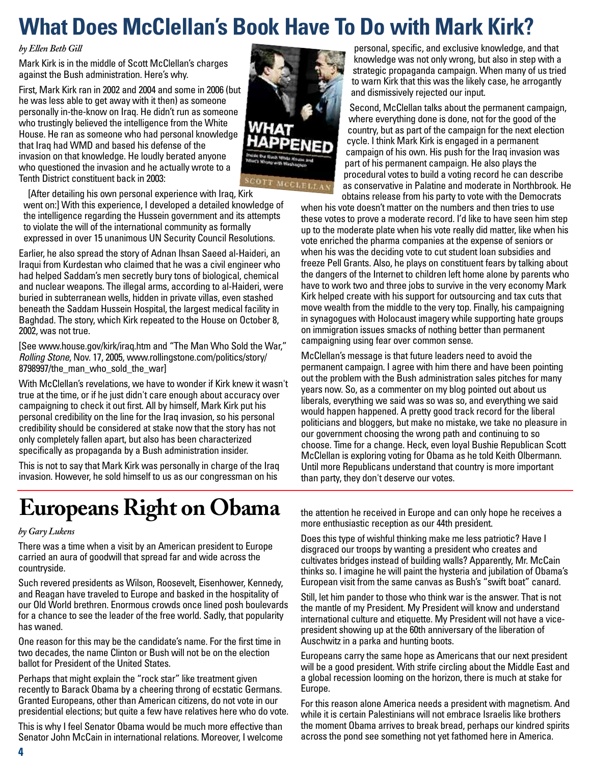# What Does McClellan's Book Have To Do with Mark Kirk?

*by Ellen Beth Gill*

Mark Kirk is in the middle of Scott McClellan's charges against the Bush administration. Here's why.

First, Mark Kirk ran in 2002 and 2004 and some in 2006 (but he was less able to get away with it then) as someone personally in-the-know on Iraq. He didn't run as someone who trustingly believed the intelligence from the White House. He ran as someone who had personal knowledge that Iraq had WMD and based his defense of the invasion on that knowledge. He loudly berated anyone who questioned the invasion and he actually wrote to a Tenth District constituent back in 2003:

> [After detailing his own personal experience with Iraq, Kirk went on:] With this experience, I developed a detailed knowledge of the intelligence regarding the Hussein government and its attempts to violate the will of the international community as formally expressed in over 15 unanimous UN Security Council Resolutions.

Earlier, he also spread the story of Adnan Ihsan Saeed al-Haideri, an Iraqui from Kurdestan who claimed that he was a civil engineer who had helped Saddam's men secretly bury tons of biological, chemical and nuclear weapons. The illegal arms, according to al-Haideri, were buried in subterranean wells, hidden in private villas, even stashed beneath the Saddam Hussein Hospital, the largest medical facility in Baghdad. The story, which Kirk repeated to the House on October 8, 2002, was not true.

[See www.house.gov/kirk/iraq.htm and "The Man Who Sold the War," *Rolling Stone*, Nov. 17, 2005, www.rollingstone.com/politics/story/8798997/the_man_who_sold_the_war]

With McClellan's revelations, we have to wonder if Kirk knew it wasn't true at the time, or if he just didn't care enough about accuracy over campaigning to check it out first. All by himself, Mark Kirk put his personal credibility on the line for the Iraq invasion, so his personal credibility should be considered at stake now that the story has not only completely fallen apart, but also has been characterized specifically as propaganda by a Bush administration insider.

This is not to say that Mark Kirk was personally in charge of the Iraq invasion. However, he sold himself to us as our congressman on his personal, specific, and exclusive knowledge, and that knowledge was not only wrong, but also in step with a strategic propaganda campaign. When many of us tried to warn Kirk that this was the likely case, he arrogantly and dismissively rejected our input.

Second, McClellan talks about the permanent campaign, where everything done is done, not for the good of the country, but as part of the campaign for the next election cycle. I think Mark Kirk is engaged in a permanent campaign of his own. His push for the Iraq invasion was part of his permanent campaign. He also plays the procedural votes to build a voting record he can describe as conservative in Palatine and moderate in Northbrook. He obtains release from his party to vote with the Democrats when his vote doesn't matter on the numbers and then tries to use these votes to prove a moderate record. I'd like to have seen him step up to the moderate plate when his vote really did matter, like when his vote enriched the pharma companies at the expense of seniors or when his was the deciding vote to cut student loan subsidies and freeze Pell Grants. Also, he plays on constituent fears by talking about the dangers of the Internet to children left home alone by parents who have to work two and three jobs to survive in the very economy Mark Kirk helped create with his support for outsourcing and tax cuts that move wealth from the middle to the very top. Finally, his campaigning in synagogues with Holocaust imagery while supporting hate groups on immigration issues smacks of nothing better than permanent campaigning using fear over common sense.

McClellan's message is that future leaders need to avoid the permanent campaign. I agree with him there and have been pointing out the problem with the Bush administration sales pitches for many years now. So, as a commenter on my blog pointed out about us liberals, everything we said was so was so, and everything we said would happen happened. A pretty good track record for the liberal politicians and bloggers, but make no mistake, we take no pleasure in our government choosing the wrong path and continuing to so choose. Time for a change. Heck, even loyal Bushie Republican Scott McClellan is exploring voting for Obama as he told Keith Olbermann. Until more Republicans understand that country is more important than party, they don't deserve our votes.

# Europeans Right on Obama

*by Gary Lukens*

There was a time when a visit by an American president to Europe carried an aura of goodwill that spread far and wide across the countryside.

Such revered presidents as Wilson, Roosevelt, Eisenhower, Kennedy, and Reagan have traveled to Europe and basked in the hospitality of our Old World brethren. Enormous crowds once lined posh boulevards for a chance to see the leader of the free world. Sadly, that popularity has waned.

One reason for this may be the candidate's name. For the first time in two decades, the name Clinton or Bush will not be on the election ballot for President of the United States.

Perhaps that might explain the "rock star" like treatment given recently to Barack Obama by a cheering throng of ecstatic Germans. Granted Europeans, other than American citizens, do not vote in our presidential elections; but quite a few have relatives here who do vote.

This is why I feel Senator Obama would be much more effective than Senator John McCain in international relations. Moreover, I welcome the attention he received in Europe and can only hope he receives a more enthusiastic reception as our 44th president.

Does this type of wishful thinking make me less patriotic? Have I disgraced our troops by wanting a president who creates and cultivates bridges instead of building walls? Apparently, Mr. McCain thinks so. I imagine he will paint the hysteria and jubilation of Obama's European visit from the same canvas as Bush's "swift boat" canard.

Still, let him pander to those who think war is the answer. That is not the mantle of my President. My President will know and understand international culture and etiquette. My President will not have a vice-president showing up at the 60th anniversary of the liberation of Auschwitz in a parka and hunting boots.

Europeans carry the same hope as Americans that our next president will be a good president. With strife circling about the Middle East and a global recession looming on the horizon, there is much at stake for Europe.

For this reason alone America needs a president with magnetism. And while it is certain Palestinians will not embrace Israelis like brothers the moment Obama arrives to break bread, perhaps our kindred spirits across the pond see something not yet fathomed here in America.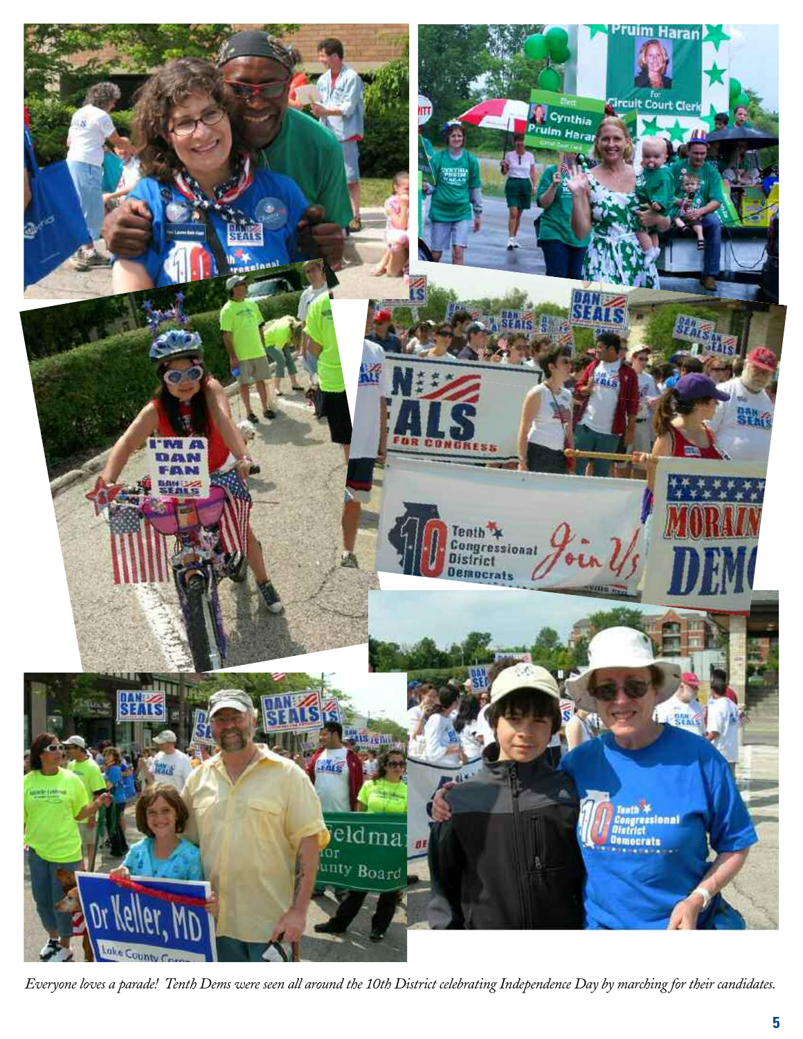*Everyone loves a parade! Tenth Dems were seen all around the 10th District celebrating Independence Day by marching for their candidates.*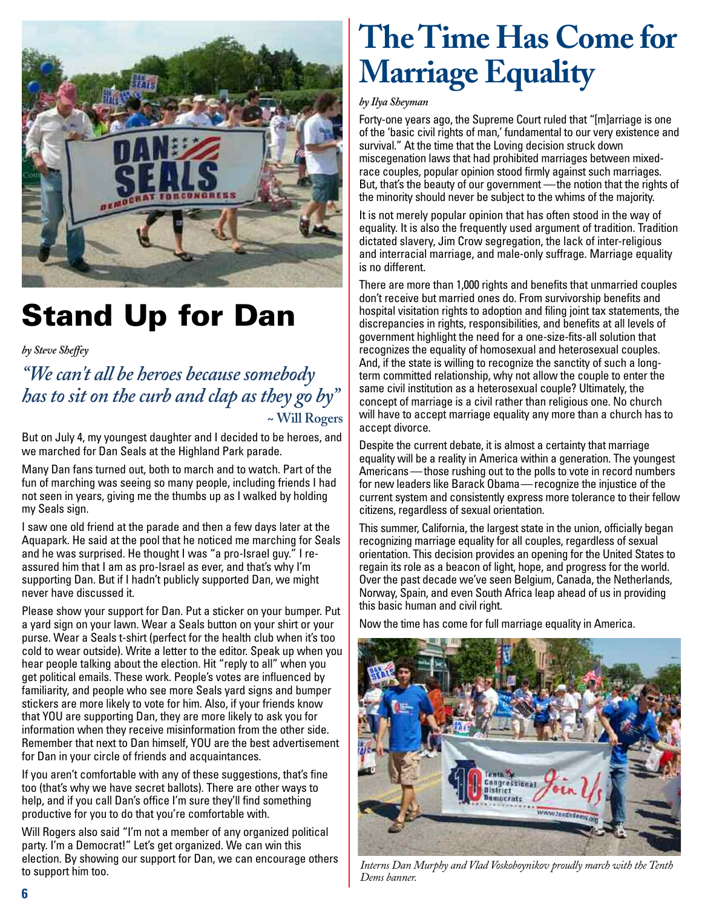# Stand Up for Dan

*by Steve Sheffey*

*"We can't all be heroes because somebody has to sit on the curb and clap as they go by"*
**~ Will Rogers**

But on July 4, my youngest daughter and I decided to be heroes, and we marched for Dan Seals at the Highland Park parade.

Many Dan fans turned out, both to march and to watch. Part of the fun of marching was seeing so many people, including friends I had not seen in years, giving me the thumbs up as I walked by holding my Seals sign.

I saw one old friend at the parade and then a few days later at the Aquapark. He said at the pool that he noticed me marching for Seals and he was surprised. He thought I was "a pro-Israel guy." I re-assured him that I am as pro-Israel as ever, and that's why I'm supporting Dan. But if I hadn't publicly supported Dan, we might never have discussed it.

Please show your support for Dan. Put a sticker on your bumper. Put a yard sign on your lawn. Wear a Seals button on your shirt or your purse. Wear a Seals t-shirt (perfect for the health club when it's too cold to wear outside). Write a letter to the editor. Speak up when you hear people talking about the election. Hit "reply to all" when you get political emails. These work. People's votes are influenced by familiarity, and people who see more Seals yard signs and bumper stickers are more likely to vote for him. Also, if your friends know that YOU are supporting Dan, they are more likely to ask you for information when they receive misinformation from the other side. Remember that next to Dan himself, YOU are the best advertisement for Dan in your circle of friends and acquaintances.

If you aren't comfortable with any of these suggestions, that's fine too (that's why we have secret ballots). There are other ways to help, and if you call Dan's office I'm sure they'll find something productive for you to do that you're comfortable with.

Will Rogers also said "I'm not a member of any organized political party. I'm a Democrat!" Let's get organized. We can win this election. By showing our support for Dan, we can encourage others to support him too.

# The Time Has Come for Marriage Equality

*by Ilya Sheyman*

Forty-one years ago, the Supreme Court ruled that "[m]arriage is one of the 'basic civil rights of man,' fundamental to our very existence and survival." At the time that the Loving decision struck down miscegenation laws that had prohibited marriages between mixed-race couples, popular opinion stood firmly against such marriages. But, that's the beauty of our government—the notion that the rights of the minority should never be subject to the whims of the majority.

It is not merely popular opinion that has often stood in the way of equality. It is also the frequently used argument of tradition. Tradition dictated slavery, Jim Crow segregation, the lack of inter-religious and interracial marriage, and male-only suffrage. Marriage equality is no different.

There are more than 1,000 rights and benefits that unmarried couples don't receive but married ones do. From survivorship benefits and hospital visitation rights to adoption and filing joint tax statements, the discrepancies in rights, responsibilities, and benefits at all levels of government highlight the need for a one-size-fits-all solution that recognizes the equality of homosexual and heterosexual couples. And, if the state is willing to recognize the sanctity of such a long-term committed relationship, why not allow the couple to enter the same civil institution as a heterosexual couple? Ultimately, the concept of marriage is a civil rather than religious one. No church will have to accept marriage equality any more than a church has to accept divorce.

Despite the current debate, it is almost a certainty that marriage equality will be a reality in America within a generation. The youngest Americans—those rushing out to the polls to vote in record numbers for new leaders like Barack Obama—recognize the injustice of the current system and consistently express more tolerance to their fellow citizens, regardless of sexual orientation.

This summer, California, the largest state in the union, officially began recognizing marriage equality for all couples, regardless of sexual orientation. This decision provides an opening for the United States to regain its role as a beacon of light, hope, and progress for the world. Over the past decade we've seen Belgium, Canada, the Netherlands, Norway, Spain, and even South Africa leap ahead of us in providing this basic human and civil right.

Now the time has come for full marriage equality in America.

*Interns Dan Murphy and Vlad Voskoboynikov proudly march with the Tenth Dems banner.*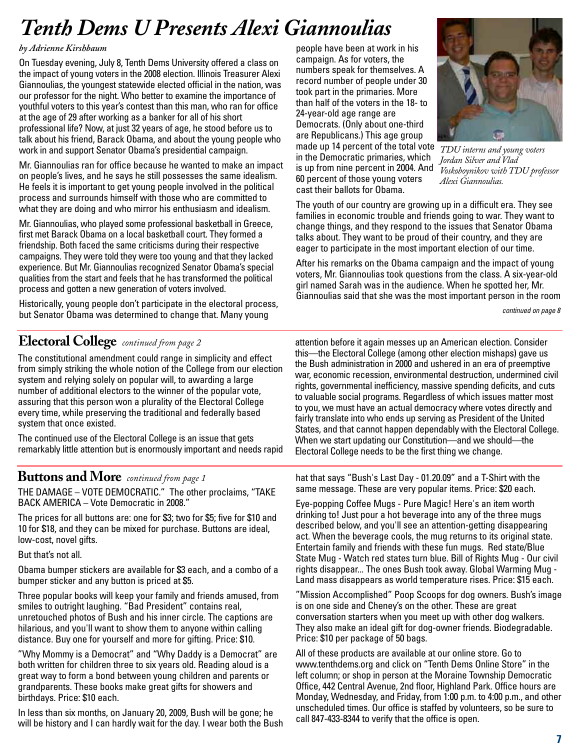# Tenth Dems U Presents Alexi Giannoulias

*by Adrienne Kirshbaum*

On Tuesday evening, July 8, Tenth Dems University offered a class on the impact of young voters in the 2008 election. Illinois Treasurer Alexi Giannoulias, the youngest statewide elected official in the nation, was our professor for the night. Who better to examine the importance of youthful voters to this year's contest than this man, who ran for office at the age of 29 after working as a banker for all of his short professional life? Now, at just 32 years of age, he stood before us to talk about his friend, Barack Obama, and about the young people who work in and support Senator Obama's presidential campaign.

Mr. Giannoulias ran for office because he wanted to make an impact on people's lives, and he says he still possesses the same idealism. He feels it is important to get young people involved in the political process and surrounds himself with those who are committed to what they are doing and who mirror his enthusiasm and idealism.

Mr. Giannoulias, who played some professional basketball in Greece, first met Barack Obama on a local basketball court. They formed a friendship. Both faced the same criticisms during their respective campaigns. They were told they were too young and that they lacked experience. But Mr. Giannoulias recognized Senator Obama's special qualities from the start and feels that he has transformed the political process and gotten a new generation of voters involved.

Historically, young people don't participate in the electoral process, but Senator Obama was determined to change that. Many young people have been at work in his campaign. As for voters, the numbers speak for themselves. A record number of people under 30 took part in the primaries. More than half of the voters in the 18- to 24-year-old age range are Democrats. (Only about one-third are Republicans.) This age group made up 14 percent of the total vote in the Democratic primaries, which is up from nine percent in 2004. And 60 percent of those young voters cast their ballots for Obama.

*TDU interns and young voters Jordan Silver and Vlad Voskoboynikov with TDU professor Alexi Giannoulias.*

The youth of our country are growing up in a difficult era. They see families in economic trouble and friends going to war. They want to change things, and they respond to the issues that Senator Obama talks about. They want to be proud of their country, and they are eager to participate in the most important election of our time.

After his remarks on the Obama campaign and the impact of young voters, Mr. Giannoulias took questions from the class. A six-year-old girl named Sarah was in the audience. When he spotted her, Mr. Giannoulias said that she was the most important person in the room

*continued on page 8*

## Electoral College *continued from page 2*

The constitutional amendment could range in simplicity and effect from simply striking the whole notion of the College from our election system and relying solely on popular will, to awarding a large number of additional electors to the winner of the popular vote, assuring that this person won a plurality of the Electoral College every time, while preserving the traditional and federally based system that once existed.

The continued use of the Electoral College is an issue that gets remarkably little attention but is enormously important and needs rapid attention before it again messes up an American election. Consider this—the Electoral College (among other election mishaps) gave us the Bush administration in 2000 and ushered in an era of preemptive war, economic recession, environmental destruction, undermined civil rights, governmental inefficiency, massive spending deficits, and cuts to valuable social programs. Regardless of which issues matter most to you, we must have an actual democracy where votes directly and fairly translate into who ends up serving as President of the United States, and that cannot happen dependably with the Electoral College. When we start updating our Constitution—and we should—the Electoral College needs to be the first thing we change.

## Buttons and More *continued from page 1*

THE DAMAGE – VOTE DEMOCRATIC." The other proclaims, "TAKE BACK AMERICA – Vote Democratic in 2008."

The prices for all buttons are: one for $3; two for $5; five for $10 and 10 for $18, and they can be mixed for purchase. Buttons are ideal, low-cost, novel gifts.

But that's not all.

Obama bumper stickers are available for $3 each, and a combo of a bumper sticker and any button is priced at $5.

Three popular books will keep your family and friends amused, from smiles to outright laughing. "Bad President" contains real, unretouched photos of Bush and his inner circle. The captions are hilarious, and you'll want to show them to anyone within calling distance. Buy one for yourself and more for gifting. Price: $10.

"Why Mommy is a Democrat" and "Why Daddy is a Democrat" are both written for children three to six years old. Reading aloud is a great way to form a bond between young children and parents or grandparents. These books make great gifts for showers and birthdays. Price: $10 each.

In less than six months, on January 20, 2009, Bush will be gone; he will be history and I can hardly wait for the day. I wear both the Bush hat that says "Bush's Last Day - 01.20.09" and a T-Shirt with the same message. These are very popular items. Price: $20 each.

Eye-popping Coffee Mugs - Pure Magic! Here's an item worth drinking to! Just pour a hot beverage into any of the three mugs described below, and you'll see an attention-getting disappearing act. When the beverage cools, the mug returns to its original state. Entertain family and friends with these fun mugs. Red state/Blue State Mug - Watch red states turn blue. Bill of Rights Mug - Our civil rights disappear... The ones Bush took away. Global Warming Mug - Land mass disappears as world temperature rises. Price: $15 each.

"Mission Accomplished" Poop Scoops for dog owners. Bush's image is on one side and Cheney's on the other. These are great conversation starters when you meet up with other dog walkers. They also make an ideal gift for dog-owner friends. Biodegradable. Price: $10 per package of 50 bags.

All of these products are available at our online store. Go to www.tenthdems.org and click on "Tenth Dems Online Store" in the left column; or shop in person at the Moraine Township Democratic Office, 442 Central Avenue, 2nd floor, Highland Park. Office hours are Monday, Wednesday, and Friday, from 1:00 p.m. to 4:00 p.m., and other unscheduled times. Our office is staffed by volunteers, so be sure to call 847-433-8344 to verify that the office is open.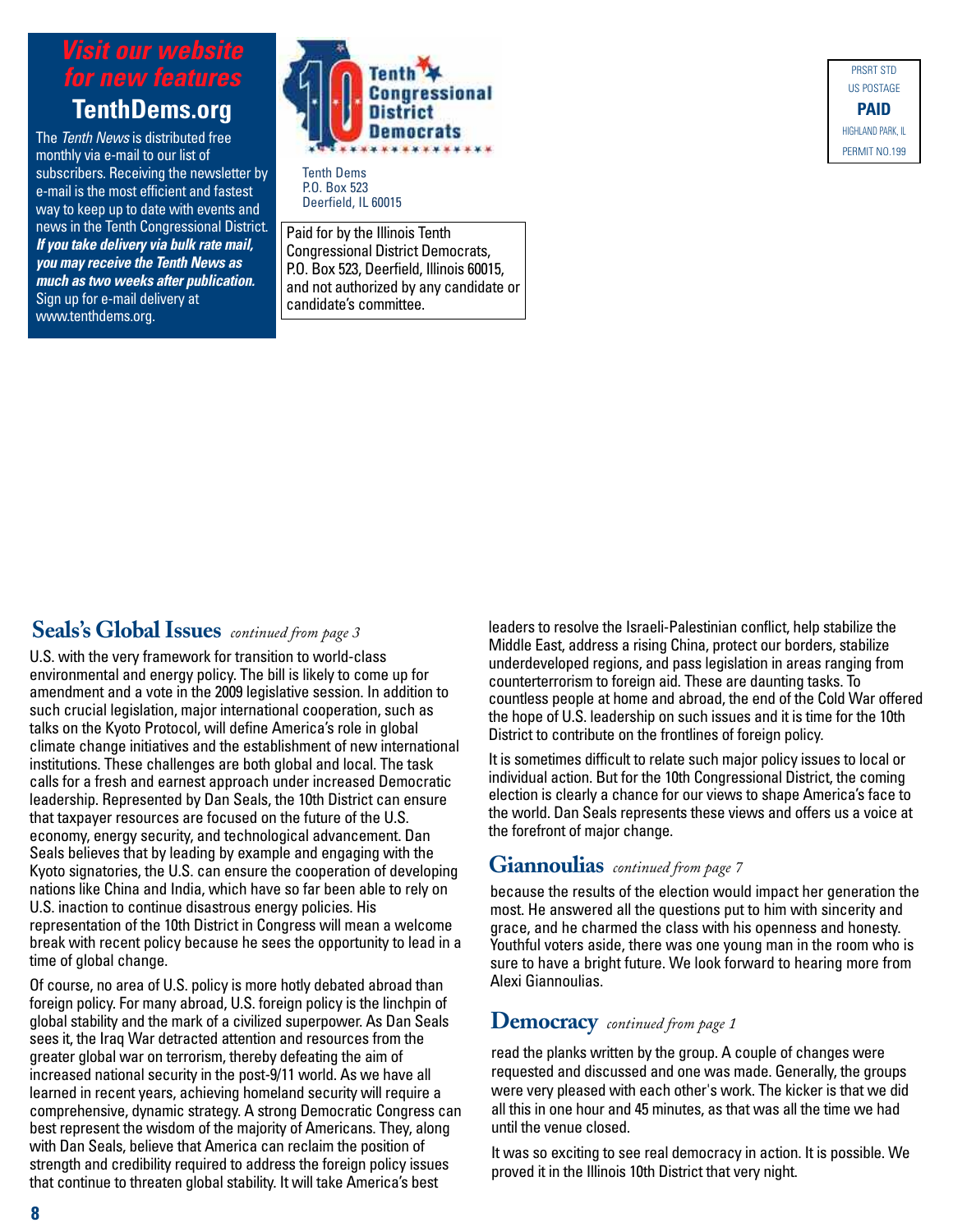**Visit our website for new features**

**TenthDems.org**

The *Tenth News* is distributed free monthly via e-mail to our list of subscribers. Receiving the newsletter by e-mail is the most efficient and fastest way to keep up to date with events and news in the Tenth Congressional District. ***If you take delivery via bulk rate mail, you may receive the Tenth News as much as two weeks after publication.*** Sign up for e-mail delivery at www.tenthdems.org.

Tenth Congressional District Democrats

Tenth Dems
P.O. Box 523
Deerfield, IL 60015

Paid for by the Illinois Tenth Congressional District Democrats, P.O. Box 523, Deerfield, Illinois 60015, and not authorized by any candidate or candidate's committee.

PRSRT STD
US POSTAGE
**PAID**
HIGHLAND PARK, IL
PERMIT NO.199

## Seals's Global Issues *continued from page 3*

U.S. with the very framework for transition to world-class environmental and energy policy. The bill is likely to come up for amendment and a vote in the 2009 legislative session. In addition to such crucial legislation, major international cooperation, such as talks on the Kyoto Protocol, will define America's role in global climate change initiatives and the establishment of new international institutions. These challenges are both global and local. The task calls for a fresh and earnest approach under increased Democratic leadership. Represented by Dan Seals, the 10th District can ensure that taxpayer resources are focused on the future of the U.S. economy, energy security, and technological advancement. Dan Seals believes that by leading by example and engaging with the Kyoto signatories, the U.S. can ensure the cooperation of developing nations like China and India, which have so far been able to rely on U.S. inaction to continue disastrous energy policies. His representation of the 10th District in Congress will mean a welcome break with recent policy because he sees the opportunity to lead in a time of global change.

Of course, no area of U.S. policy is more hotly debated abroad than foreign policy. For many abroad, U.S. foreign policy is the linchpin of global stability and the mark of a civilized superpower. As Dan Seals sees it, the Iraq War detracted attention and resources from the greater global war on terrorism, thereby defeating the aim of increased national security in the post-9/11 world. As we have all learned in recent years, achieving homeland security will require a comprehensive, dynamic strategy. A strong Democratic Congress can best represent the wisdom of the majority of Americans. They, along with Dan Seals, believe that America can reclaim the position of strength and credibility required to address the foreign policy issues that continue to threaten global stability. It will take America's best leaders to resolve the Israeli-Palestinian conflict, help stabilize the Middle East, address a rising China, protect our borders, stabilize underdeveloped regions, and pass legislation in areas ranging from counterterrorism to foreign aid. These are daunting tasks. To countless people at home and abroad, the end of the Cold War offered the hope of U.S. leadership on such issues and it is time for the 10th District to contribute on the frontlines of foreign policy.

It is sometimes difficult to relate such major policy issues to local or individual action. But for the 10th Congressional District, the coming election is clearly a chance for our views to shape America's face to the world. Dan Seals represents these views and offers us a voice at the forefront of major change.

## Giannoulias *continued from page 7*

because the results of the election would impact her generation the most. He answered all the questions put to him with sincerity and grace, and he charmed the class with his openness and honesty. Youthful voters aside, there was one young man in the room who is sure to have a bright future. We look forward to hearing more from Alexi Giannoulias.

## Democracy *continued from page 1*

read the planks written by the group. A couple of changes were requested and discussed and one was made. Generally, the groups were very pleased with each other's work. The kicker is that we did all this in one hour and 45 minutes, as that was all the time we had until the venue closed.

It was so exciting to see real democracy in action. It is possible. We proved it in the Illinois 10th District that very night.